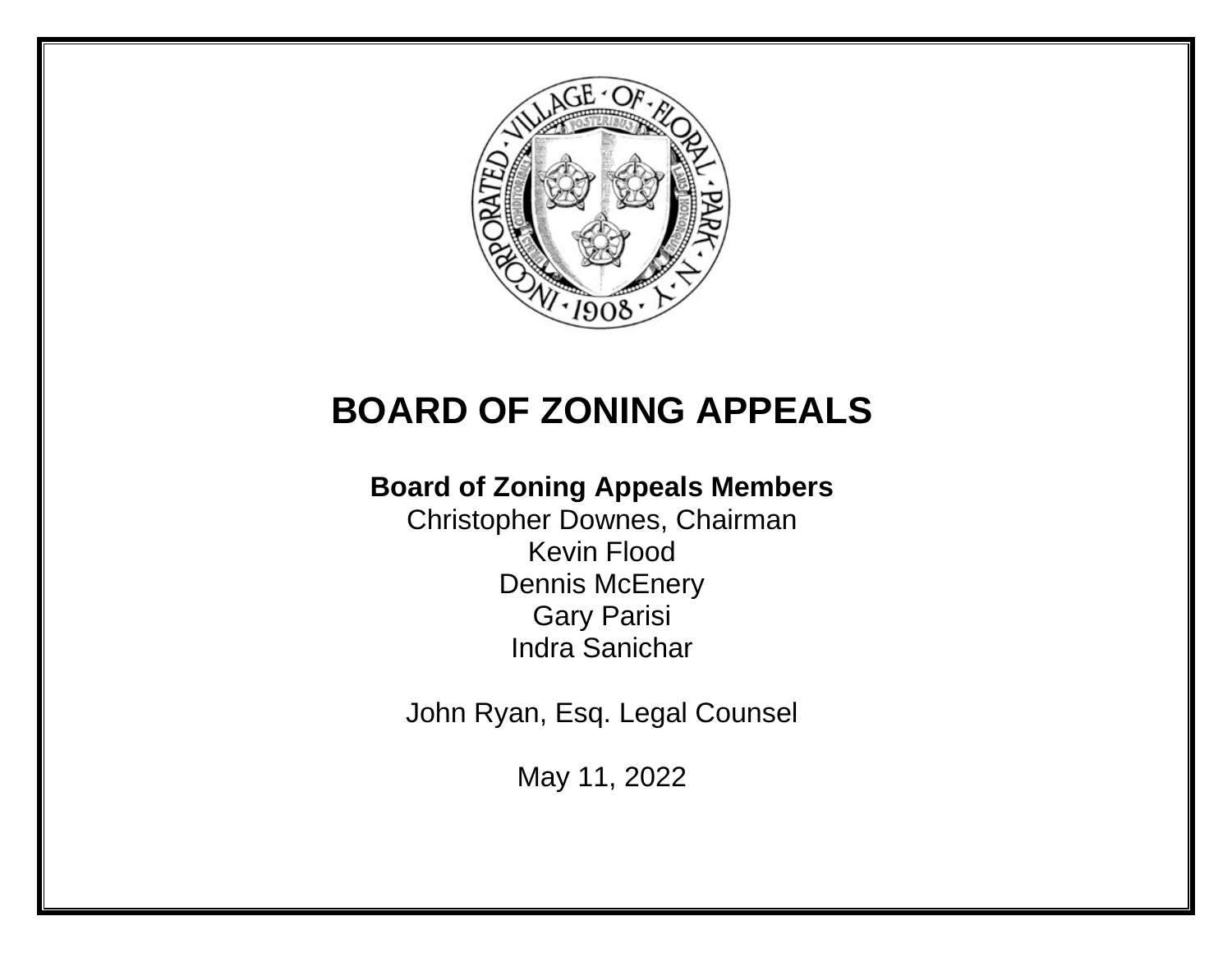# BOARD OF ZONING APPEALS

**Board of Zoning Appeals Members**

Christopher Downes, Chairman
Kevin Flood
Dennis McEnery
Gary Parisi
Indra Sanichar

John Ryan, Esq. Legal Counsel

May 11, 2022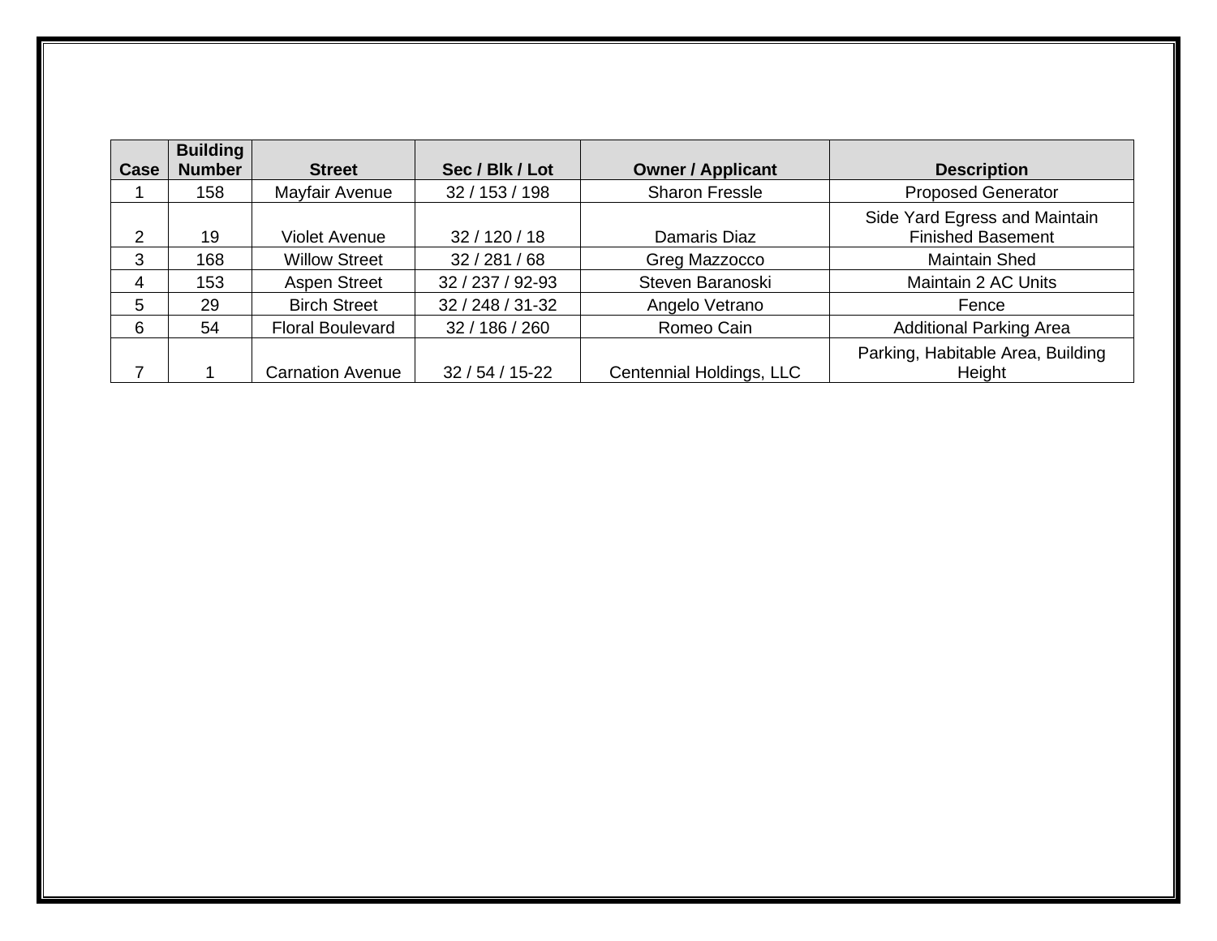| Case | Building Number | Street | Sec / Blk / Lot | Owner / Applicant | Description |
|---|---|---|---|---|---|
| 1 | 158 | Mayfair Avenue | 32 / 153 / 198 | Sharon Fressle | Proposed Generator |
| 2 | 19 | Violet Avenue | 32 / 120 / 18 | Damaris Diaz | Side Yard Egress and Maintain Finished Basement |
| 3 | 168 | Willow Street | 32 / 281 / 68 | Greg Mazzocco | Maintain Shed |
| 4 | 153 | Aspen Street | 32 / 237 / 92-93 | Steven Baranoski | Maintain 2 AC Units |
| 5 | 29 | Birch Street | 32 / 248 / 31-32 | Angelo Vetrano | Fence |
| 6 | 54 | Floral Boulevard | 32 / 186 / 260 | Romeo Cain | Additional Parking Area |
| 7 | 1 | Carnation Avenue | 32 / 54 / 15-22 | Centennial Holdings, LLC | Parking, Habitable Area, Building Height |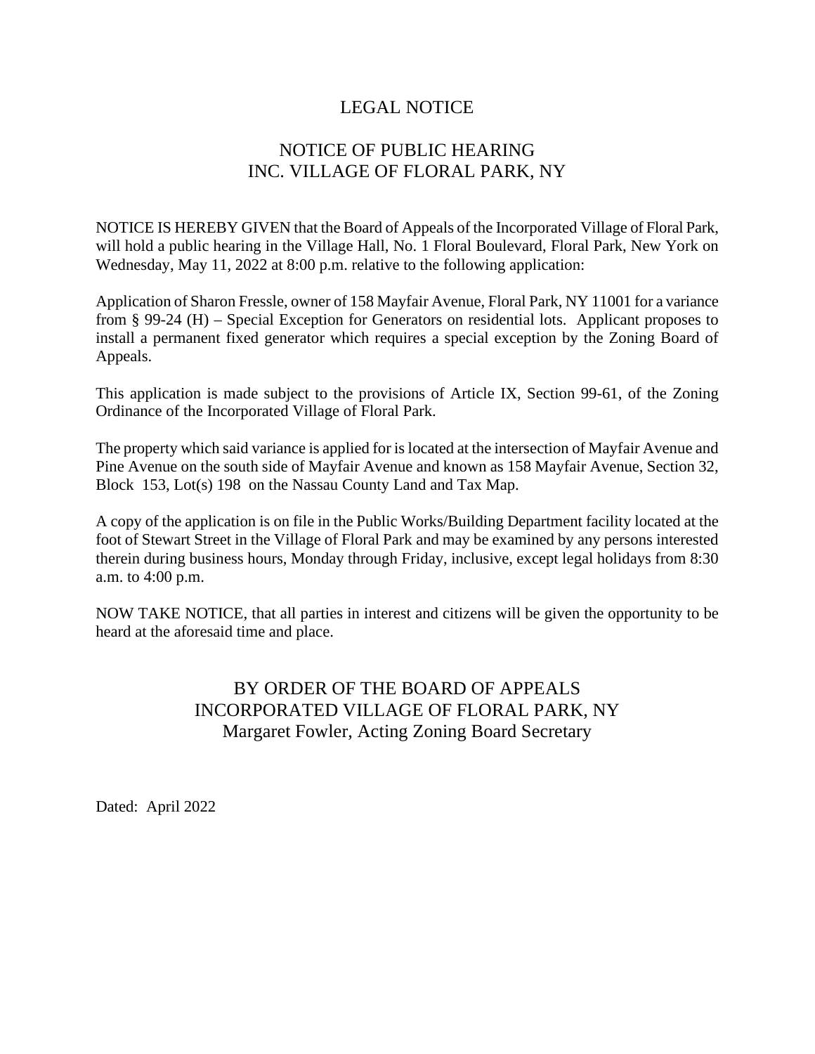# LEGAL NOTICE

## NOTICE OF PUBLIC HEARING
## INC. VILLAGE OF FLORAL PARK, NY

NOTICE IS HEREBY GIVEN that the Board of Appeals of the Incorporated Village of Floral Park, will hold a public hearing in the Village Hall, No. 1 Floral Boulevard, Floral Park, New York on Wednesday, May 11, 2022 at 8:00 p.m. relative to the following application:

Application of Sharon Fressle, owner of 158 Mayfair Avenue, Floral Park, NY 11001 for a variance from § 99-24 (H) – Special Exception for Generators on residential lots. Applicant proposes to install a permanent fixed generator which requires a special exception by the Zoning Board of Appeals.

This application is made subject to the provisions of Article IX, Section 99-61, of the Zoning Ordinance of the Incorporated Village of Floral Park.

The property which said variance is applied for is located at the intersection of Mayfair Avenue and Pine Avenue on the south side of Mayfair Avenue and known as 158 Mayfair Avenue, Section 32, Block 153, Lot(s) 198 on the Nassau County Land and Tax Map.

A copy of the application is on file in the Public Works/Building Department facility located at the foot of Stewart Street in the Village of Floral Park and may be examined by any persons interested therein during business hours, Monday through Friday, inclusive, except legal holidays from 8:30 a.m. to 4:00 p.m.

NOW TAKE NOTICE, that all parties in interest and citizens will be given the opportunity to be heard at the aforesaid time and place.

BY ORDER OF THE BOARD OF APPEALS
INCORPORATED VILLAGE OF FLORAL PARK, NY
Margaret Fowler, Acting Zoning Board Secretary

Dated: April 2022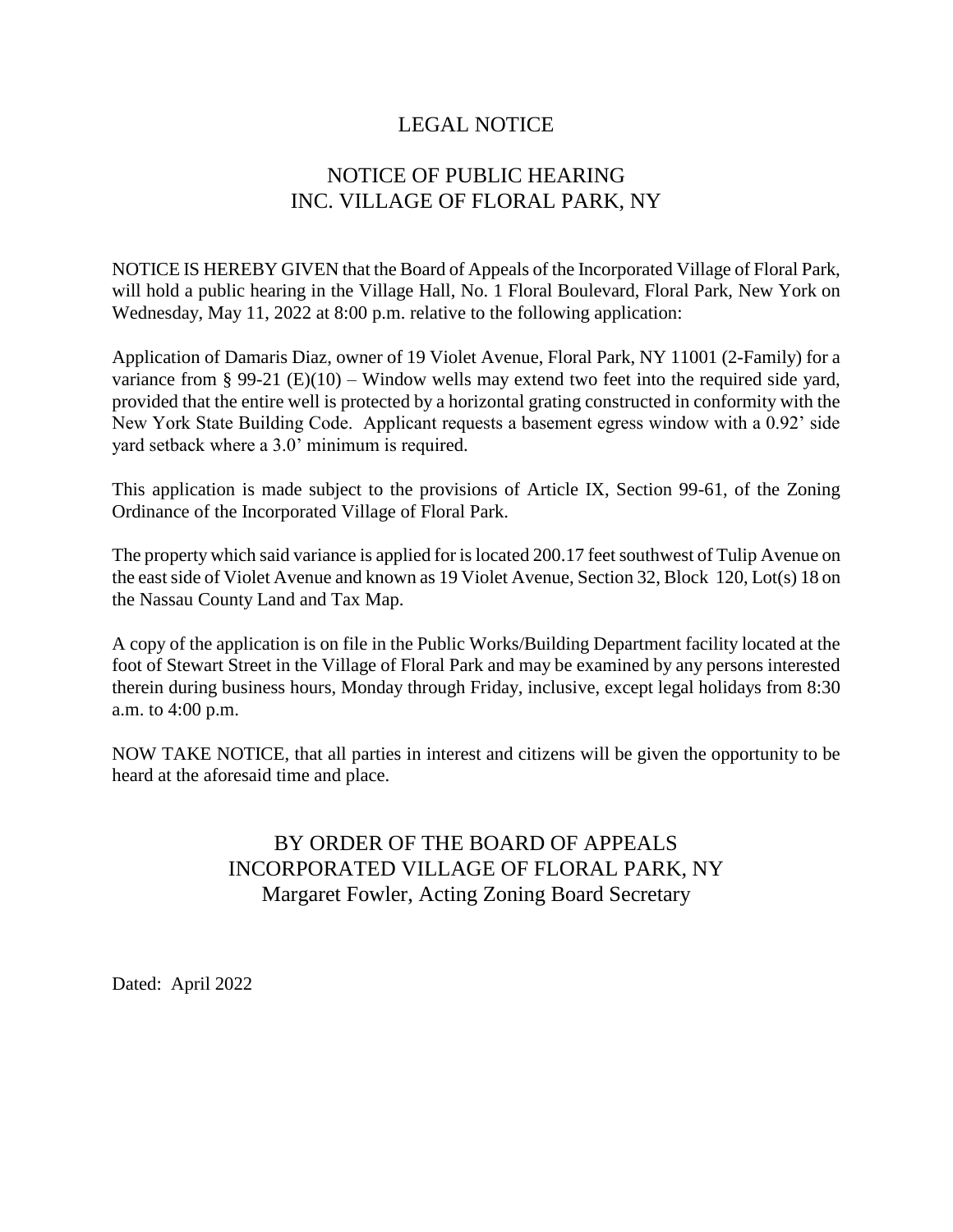# LEGAL NOTICE

## NOTICE OF PUBLIC HEARING
## INC. VILLAGE OF FLORAL PARK, NY

NOTICE IS HEREBY GIVEN that the Board of Appeals of the Incorporated Village of Floral Park, will hold a public hearing in the Village Hall, No. 1 Floral Boulevard, Floral Park, New York on Wednesday, May 11, 2022 at 8:00 p.m. relative to the following application:

Application of Damaris Diaz, owner of 19 Violet Avenue, Floral Park, NY 11001 (2-Family) for a variance from § 99-21 (E)(10) – Window wells may extend two feet into the required side yard, provided that the entire well is protected by a horizontal grating constructed in conformity with the New York State Building Code. Applicant requests a basement egress window with a 0.92' side yard setback where a 3.0' minimum is required.

This application is made subject to the provisions of Article IX, Section 99-61, of the Zoning Ordinance of the Incorporated Village of Floral Park.

The property which said variance is applied for is located 200.17 feet southwest of Tulip Avenue on the east side of Violet Avenue and known as 19 Violet Avenue, Section 32, Block 120, Lot(s) 18 on the Nassau County Land and Tax Map.

A copy of the application is on file in the Public Works/Building Department facility located at the foot of Stewart Street in the Village of Floral Park and may be examined by any persons interested therein during business hours, Monday through Friday, inclusive, except legal holidays from 8:30 a.m. to 4:00 p.m.

NOW TAKE NOTICE, that all parties in interest and citizens will be given the opportunity to be heard at the aforesaid time and place.

BY ORDER OF THE BOARD OF APPEALS
INCORPORATED VILLAGE OF FLORAL PARK, NY
Margaret Fowler, Acting Zoning Board Secretary

Dated: April 2022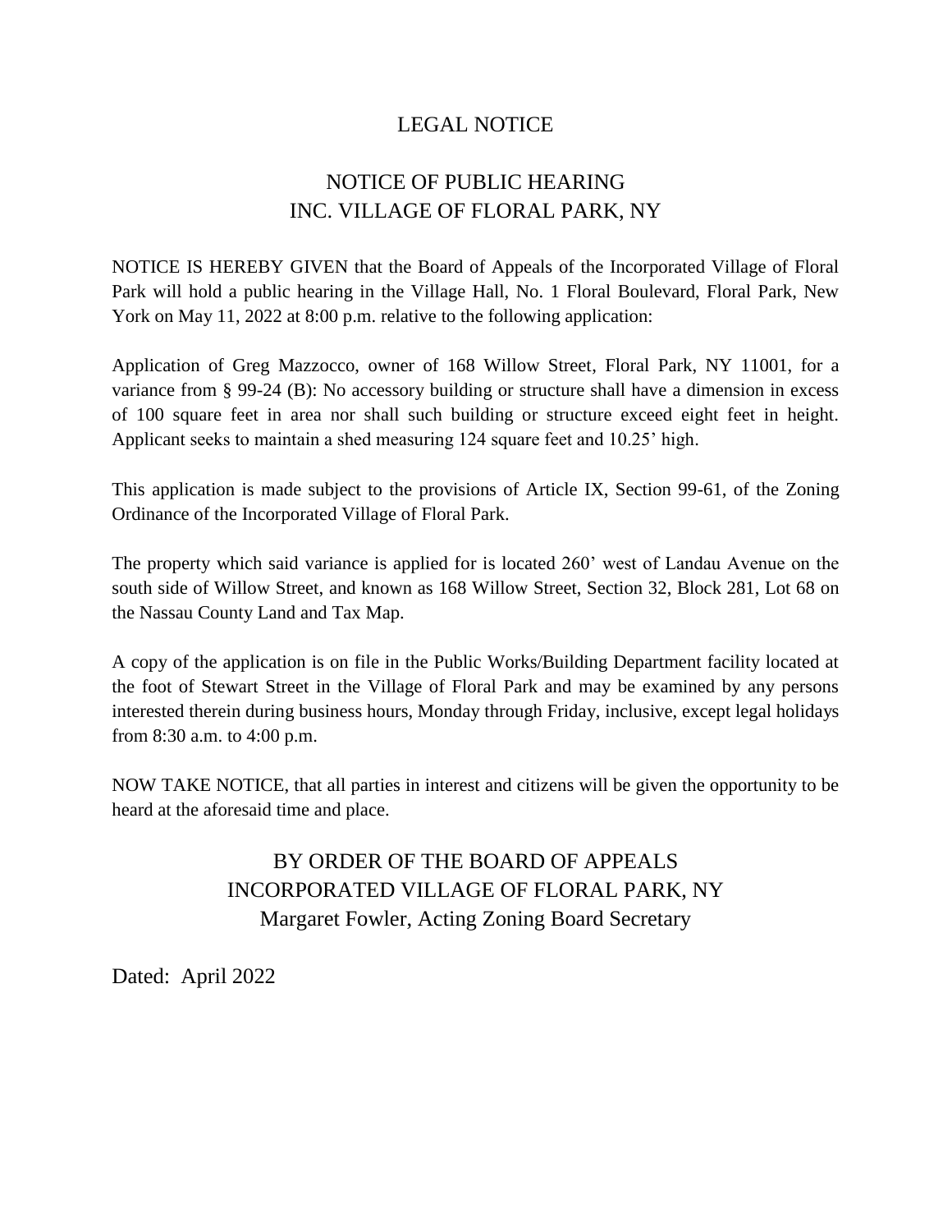# LEGAL NOTICE

## NOTICE OF PUBLIC HEARING
## INC. VILLAGE OF FLORAL PARK, NY

NOTICE IS HEREBY GIVEN that the Board of Appeals of the Incorporated Village of Floral Park will hold a public hearing in the Village Hall, No. 1 Floral Boulevard, Floral Park, New York on May 11, 2022 at 8:00 p.m. relative to the following application:

Application of Greg Mazzocco, owner of 168 Willow Street, Floral Park, NY 11001, for a variance from § 99-24 (B): No accessory building or structure shall have a dimension in excess of 100 square feet in area nor shall such building or structure exceed eight feet in height. Applicant seeks to maintain a shed measuring 124 square feet and 10.25' high.

This application is made subject to the provisions of Article IX, Section 99-61, of the Zoning Ordinance of the Incorporated Village of Floral Park.

The property which said variance is applied for is located 260' west of Landau Avenue on the south side of Willow Street, and known as 168 Willow Street, Section 32, Block 281, Lot 68 on the Nassau County Land and Tax Map.

A copy of the application is on file in the Public Works/Building Department facility located at the foot of Stewart Street in the Village of Floral Park and may be examined by any persons interested therein during business hours, Monday through Friday, inclusive, except legal holidays from 8:30 a.m. to 4:00 p.m.

NOW TAKE NOTICE, that all parties in interest and citizens will be given the opportunity to be heard at the aforesaid time and place.

BY ORDER OF THE BOARD OF APPEALS
INCORPORATED VILLAGE OF FLORAL PARK, NY
Margaret Fowler, Acting Zoning Board Secretary

Dated: April 2022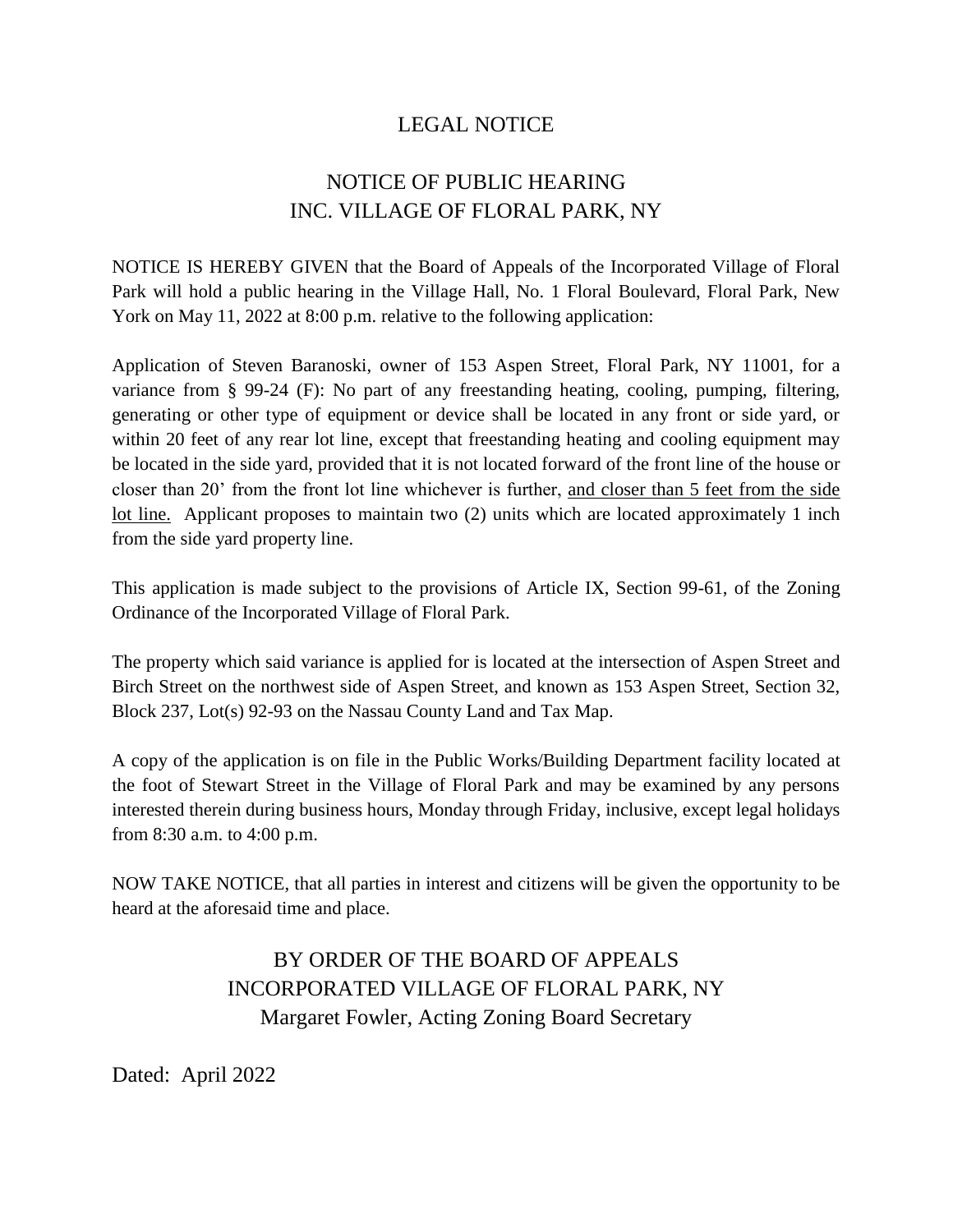# LEGAL NOTICE

## NOTICE OF PUBLIC HEARING
## INC. VILLAGE OF FLORAL PARK, NY

NOTICE IS HEREBY GIVEN that the Board of Appeals of the Incorporated Village of Floral Park will hold a public hearing in the Village Hall, No. 1 Floral Boulevard, Floral Park, New York on May 11, 2022 at 8:00 p.m. relative to the following application:

Application of Steven Baranoski, owner of 153 Aspen Street, Floral Park, NY 11001, for a variance from § 99-24 (F): No part of any freestanding heating, cooling, pumping, filtering, generating or other type of equipment or device shall be located in any front or side yard, or within 20 feet of any rear lot line, except that freestanding heating and cooling equipment may be located in the side yard, provided that it is not located forward of the front line of the house or closer than 20' from the front lot line whichever is further, <u>and closer than 5 feet from the side lot line.</u> Applicant proposes to maintain two (2) units which are located approximately 1 inch from the side yard property line.

This application is made subject to the provisions of Article IX, Section 99-61, of the Zoning Ordinance of the Incorporated Village of Floral Park.

The property which said variance is applied for is located at the intersection of Aspen Street and Birch Street on the northwest side of Aspen Street, and known as 153 Aspen Street, Section 32, Block 237, Lot(s) 92-93 on the Nassau County Land and Tax Map.

A copy of the application is on file in the Public Works/Building Department facility located at the foot of Stewart Street in the Village of Floral Park and may be examined by any persons interested therein during business hours, Monday through Friday, inclusive, except legal holidays from 8:30 a.m. to 4:00 p.m.

NOW TAKE NOTICE, that all parties in interest and citizens will be given the opportunity to be heard at the aforesaid time and place.

BY ORDER OF THE BOARD OF APPEALS
INCORPORATED VILLAGE OF FLORAL PARK, NY
Margaret Fowler, Acting Zoning Board Secretary

Dated: April 2022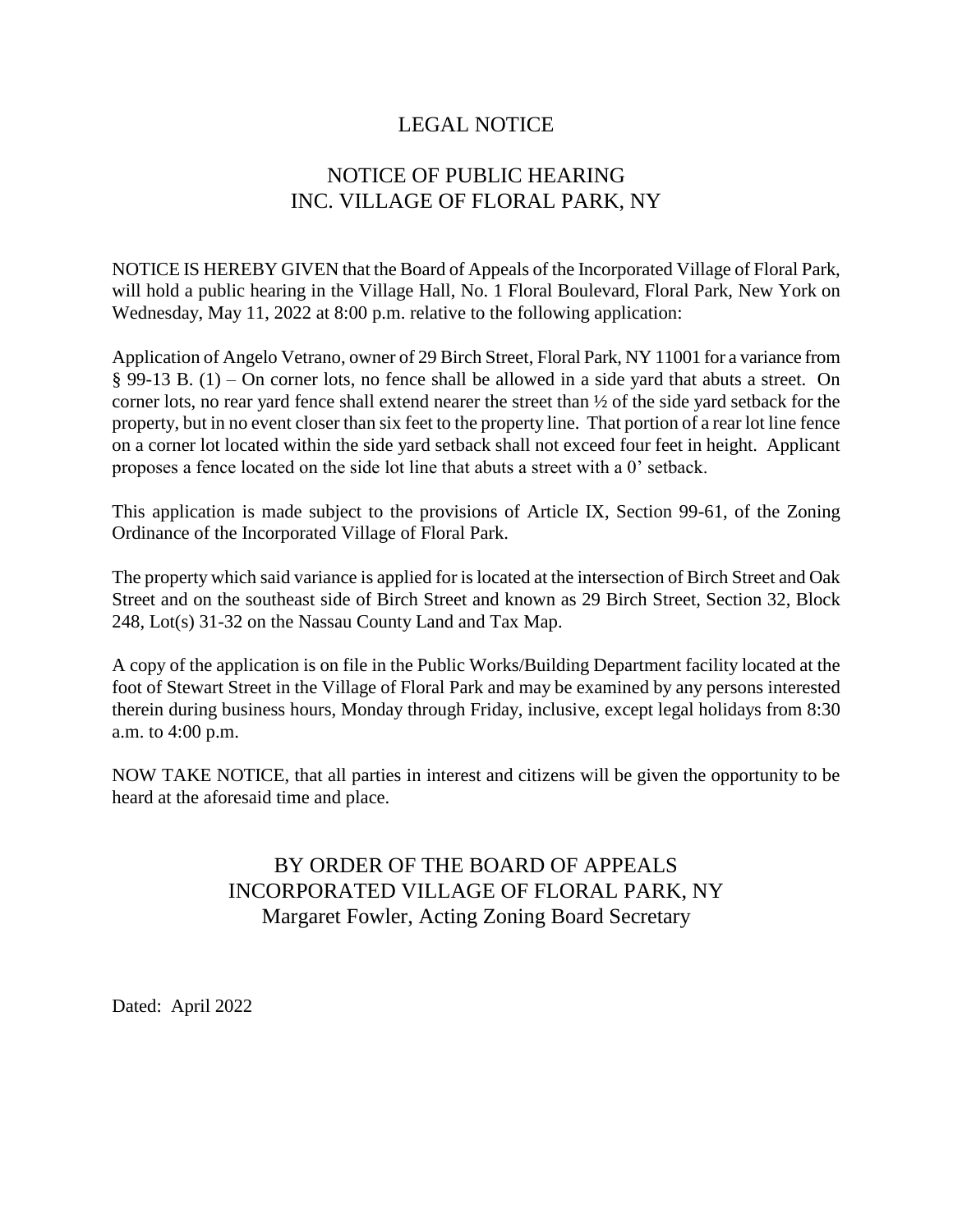# LEGAL NOTICE

## NOTICE OF PUBLIC HEARING
## INC. VILLAGE OF FLORAL PARK, NY

NOTICE IS HEREBY GIVEN that the Board of Appeals of the Incorporated Village of Floral Park, will hold a public hearing in the Village Hall, No. 1 Floral Boulevard, Floral Park, New York on Wednesday, May 11, 2022 at 8:00 p.m. relative to the following application:

Application of Angelo Vetrano, owner of 29 Birch Street, Floral Park, NY 11001 for a variance from § 99-13 B. (1) – On corner lots, no fence shall be allowed in a side yard that abuts a street. On corner lots, no rear yard fence shall extend nearer the street than ½ of the side yard setback for the property, but in no event closer than six feet to the property line. That portion of a rear lot line fence on a corner lot located within the side yard setback shall not exceed four feet in height. Applicant proposes a fence located on the side lot line that abuts a street with a 0' setback.

This application is made subject to the provisions of Article IX, Section 99-61, of the Zoning Ordinance of the Incorporated Village of Floral Park.

The property which said variance is applied for is located at the intersection of Birch Street and Oak Street and on the southeast side of Birch Street and known as 29 Birch Street, Section 32, Block 248, Lot(s) 31-32 on the Nassau County Land and Tax Map.

A copy of the application is on file in the Public Works/Building Department facility located at the foot of Stewart Street in the Village of Floral Park and may be examined by any persons interested therein during business hours, Monday through Friday, inclusive, except legal holidays from 8:30 a.m. to 4:00 p.m.

NOW TAKE NOTICE, that all parties in interest and citizens will be given the opportunity to be heard at the aforesaid time and place.

BY ORDER OF THE BOARD OF APPEALS
INCORPORATED VILLAGE OF FLORAL PARK, NY
Margaret Fowler, Acting Zoning Board Secretary

Dated: April 2022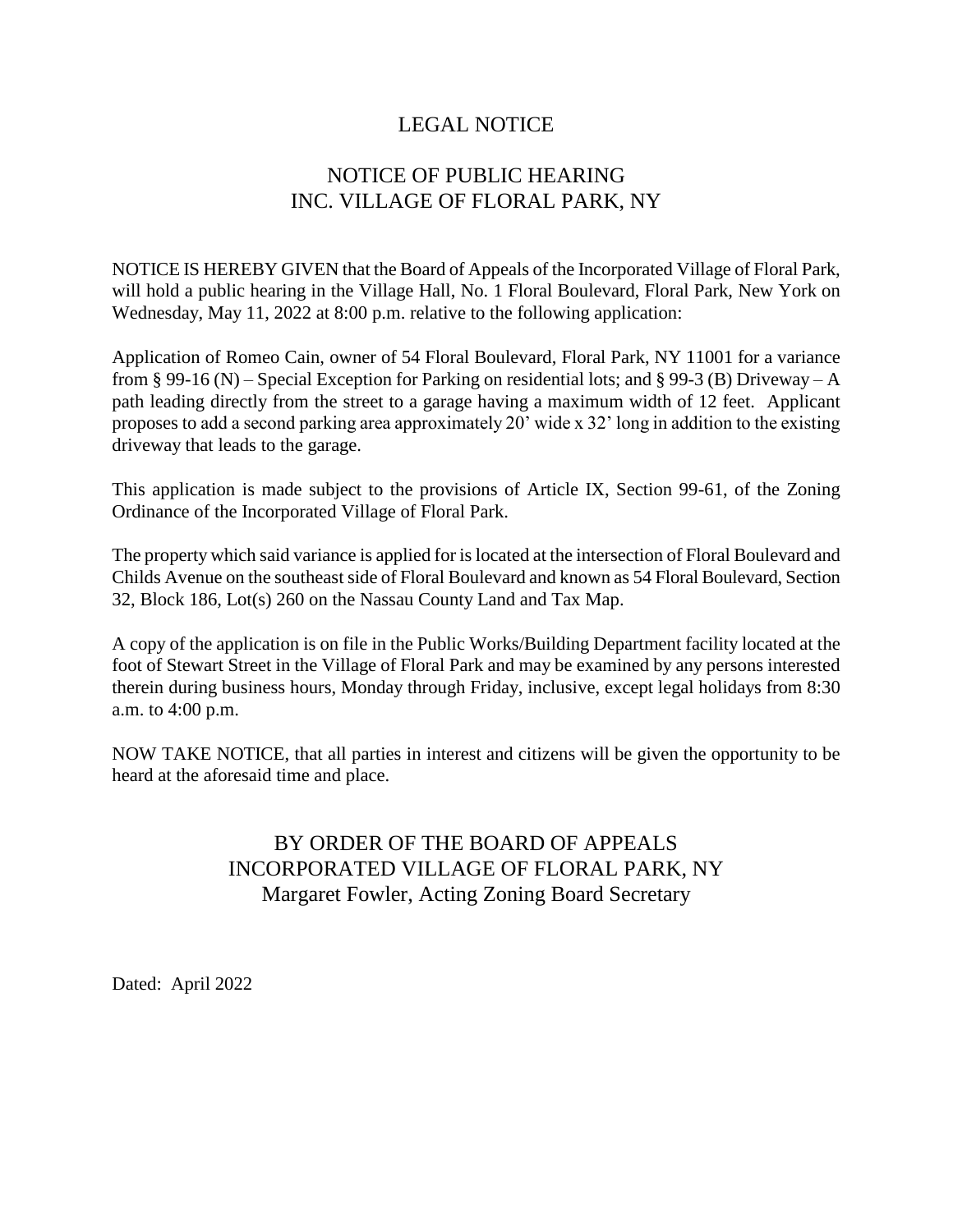# LEGAL NOTICE

## NOTICE OF PUBLIC HEARING
## INC. VILLAGE OF FLORAL PARK, NY

NOTICE IS HEREBY GIVEN that the Board of Appeals of the Incorporated Village of Floral Park, will hold a public hearing in the Village Hall, No. 1 Floral Boulevard, Floral Park, New York on Wednesday, May 11, 2022 at 8:00 p.m. relative to the following application:

Application of Romeo Cain, owner of 54 Floral Boulevard, Floral Park, NY 11001 for a variance from § 99-16 (N) – Special Exception for Parking on residential lots; and § 99-3 (B) Driveway – A path leading directly from the street to a garage having a maximum width of 12 feet. Applicant proposes to add a second parking area approximately 20' wide x 32' long in addition to the existing driveway that leads to the garage.

This application is made subject to the provisions of Article IX, Section 99-61, of the Zoning Ordinance of the Incorporated Village of Floral Park.

The property which said variance is applied for is located at the intersection of Floral Boulevard and Childs Avenue on the southeast side of Floral Boulevard and known as 54 Floral Boulevard, Section 32, Block 186, Lot(s) 260 on the Nassau County Land and Tax Map.

A copy of the application is on file in the Public Works/Building Department facility located at the foot of Stewart Street in the Village of Floral Park and may be examined by any persons interested therein during business hours, Monday through Friday, inclusive, except legal holidays from 8:30 a.m. to 4:00 p.m.

NOW TAKE NOTICE, that all parties in interest and citizens will be given the opportunity to be heard at the aforesaid time and place.

BY ORDER OF THE BOARD OF APPEALS
INCORPORATED VILLAGE OF FLORAL PARK, NY
Margaret Fowler, Acting Zoning Board Secretary

Dated: April 2022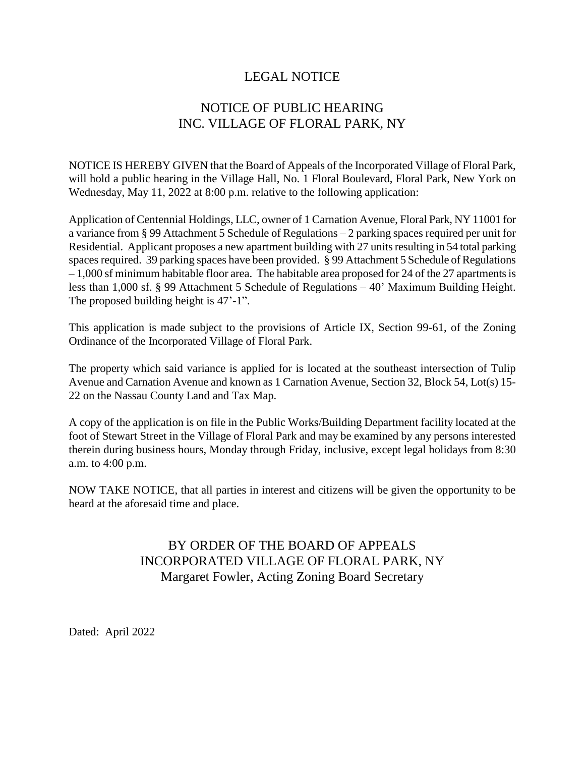# LEGAL NOTICE

## NOTICE OF PUBLIC HEARING
## INC. VILLAGE OF FLORAL PARK, NY

NOTICE IS HEREBY GIVEN that the Board of Appeals of the Incorporated Village of Floral Park, will hold a public hearing in the Village Hall, No. 1 Floral Boulevard, Floral Park, New York on Wednesday, May 11, 2022 at 8:00 p.m. relative to the following application:

Application of Centennial Holdings, LLC, owner of 1 Carnation Avenue, Floral Park, NY 11001 for a variance from § 99 Attachment 5 Schedule of Regulations – 2 parking spaces required per unit for Residential. Applicant proposes a new apartment building with 27 units resulting in 54 total parking spaces required. 39 parking spaces have been provided. § 99 Attachment 5 Schedule of Regulations – 1,000 sf minimum habitable floor area. The habitable area proposed for 24 of the 27 apartments is less than 1,000 sf. § 99 Attachment 5 Schedule of Regulations – 40' Maximum Building Height. The proposed building height is 47'-1".

This application is made subject to the provisions of Article IX, Section 99-61, of the Zoning Ordinance of the Incorporated Village of Floral Park.

The property which said variance is applied for is located at the southeast intersection of Tulip Avenue and Carnation Avenue and known as 1 Carnation Avenue, Section 32, Block 54, Lot(s) 15-22 on the Nassau County Land and Tax Map.

A copy of the application is on file in the Public Works/Building Department facility located at the foot of Stewart Street in the Village of Floral Park and may be examined by any persons interested therein during business hours, Monday through Friday, inclusive, except legal holidays from 8:30 a.m. to 4:00 p.m.

NOW TAKE NOTICE, that all parties in interest and citizens will be given the opportunity to be heard at the aforesaid time and place.

BY ORDER OF THE BOARD OF APPEALS
INCORPORATED VILLAGE OF FLORAL PARK, NY
Margaret Fowler, Acting Zoning Board Secretary

Dated: April 2022